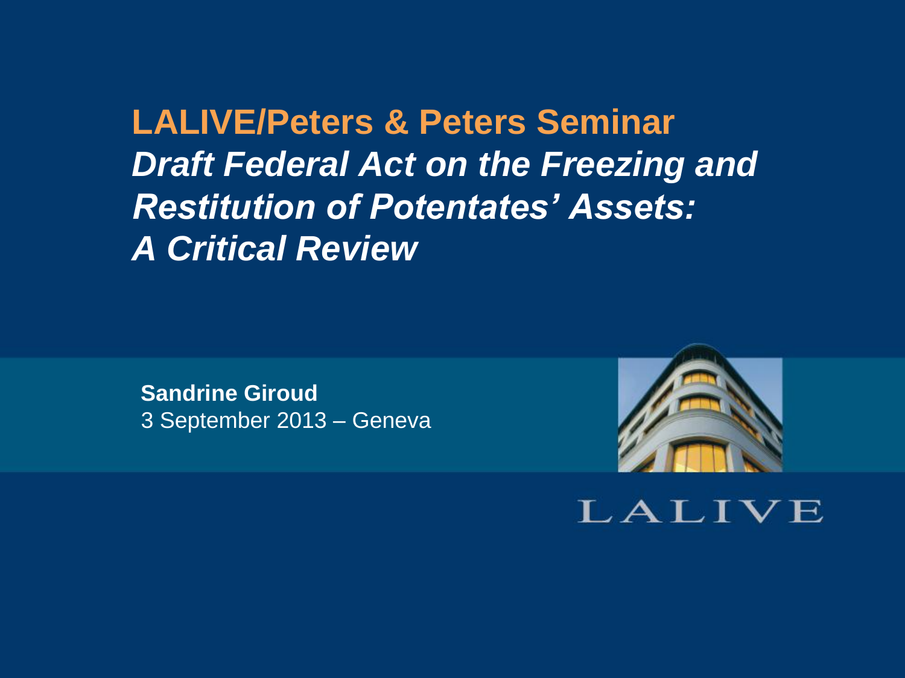# LALIVE/Peters & Peters Seminar

## *Draft Federal Act on the Freezing and Restitution of Potentates' Assets: A Critical Review*

**Sandrine Giroud**
3 September 2013 – Geneva

LALIVE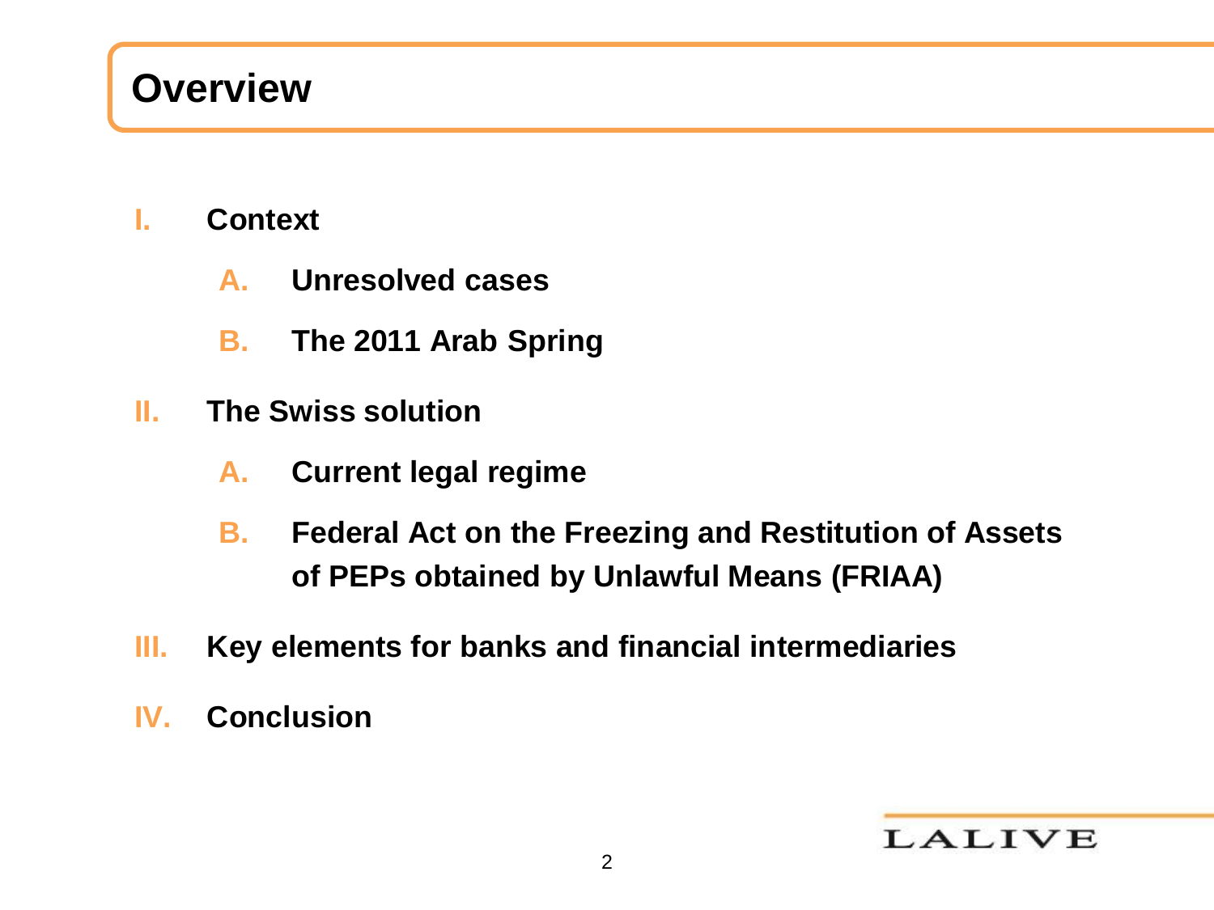# Overview

I. **Context**

   A. **Unresolved cases**

   B. **The 2011 Arab Spring**

II. **The Swiss solution**

   A. **Current legal regime**

   B. **Federal Act on the Freezing and Restitution of Assets of PEPs obtained by Unlawful Means (FRIAA)**

III. **Key elements for banks and financial intermediaries**

IV. **Conclusion**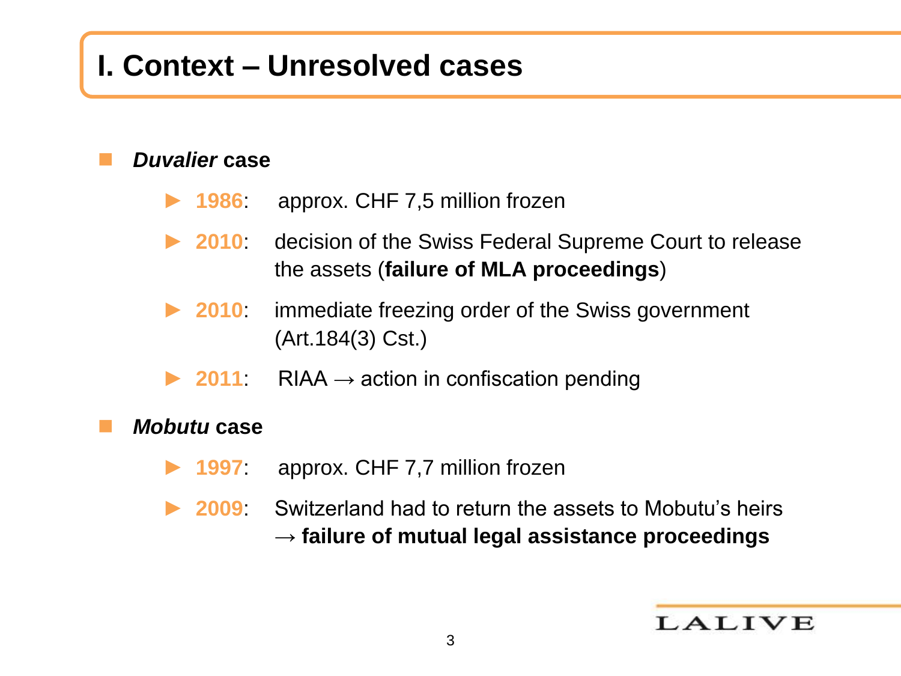# I. Context – Unresolved cases

- ***Duvalier* case**
  - **1986**: approx. CHF 7,5 million frozen
  - **2010**: decision of the Swiss Federal Supreme Court to release the assets (**failure of MLA proceedings**)
  - **2010**: immediate freezing order of the Swiss government (Art.184(3) Cst.)
  - **2011**: RIAA → action in confiscation pending
- ***Mobutu* case**
  - **1997**: approx. CHF 7,7 million frozen
  - **2009**: Switzerland had to return the assets to Mobutu's heirs → **failure of mutual legal assistance proceedings**

LALIVE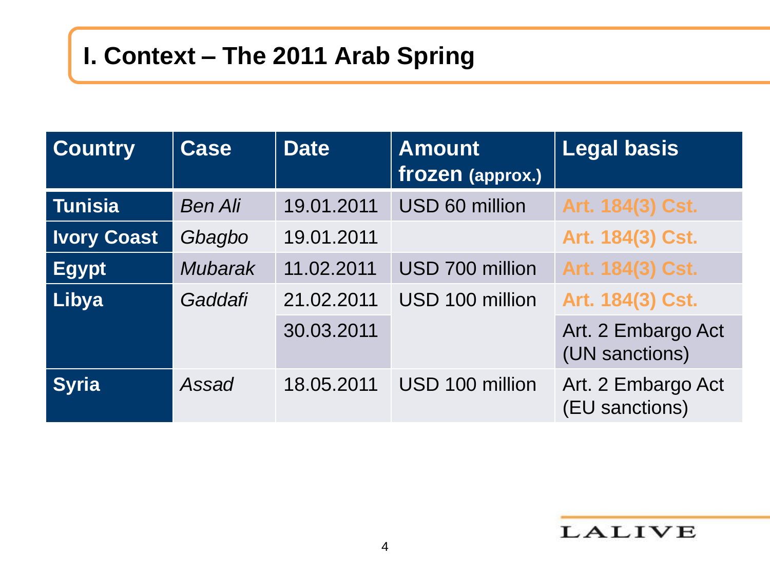# I. Context – The 2011 Arab Spring

| Country | Case | Date | Amount frozen (approx.) | Legal basis |
|---|---|---|---|---|
| **Tunisia** | *Ben Ali* | 19.01.2011 | USD 60 million | **Art. 184(3) Cst.** |
| **Ivory Coast** | *Gbagbo* | 19.01.2011 | | **Art. 184(3) Cst.** |
| **Egypt** | *Mubarak* | 11.02.2011 | USD 700 million | **Art. 184(3) Cst.** |
| **Libya** | *Gaddafi* | 21.02.2011 | USD 100 million | **Art. 184(3) Cst.** |
| | | 30.03.2011 | | Art. 2 Embargo Act (UN sanctions) |
| **Syria** | *Assad* | 18.05.2011 | USD 100 million | Art. 2 Embargo Act (EU sanctions) |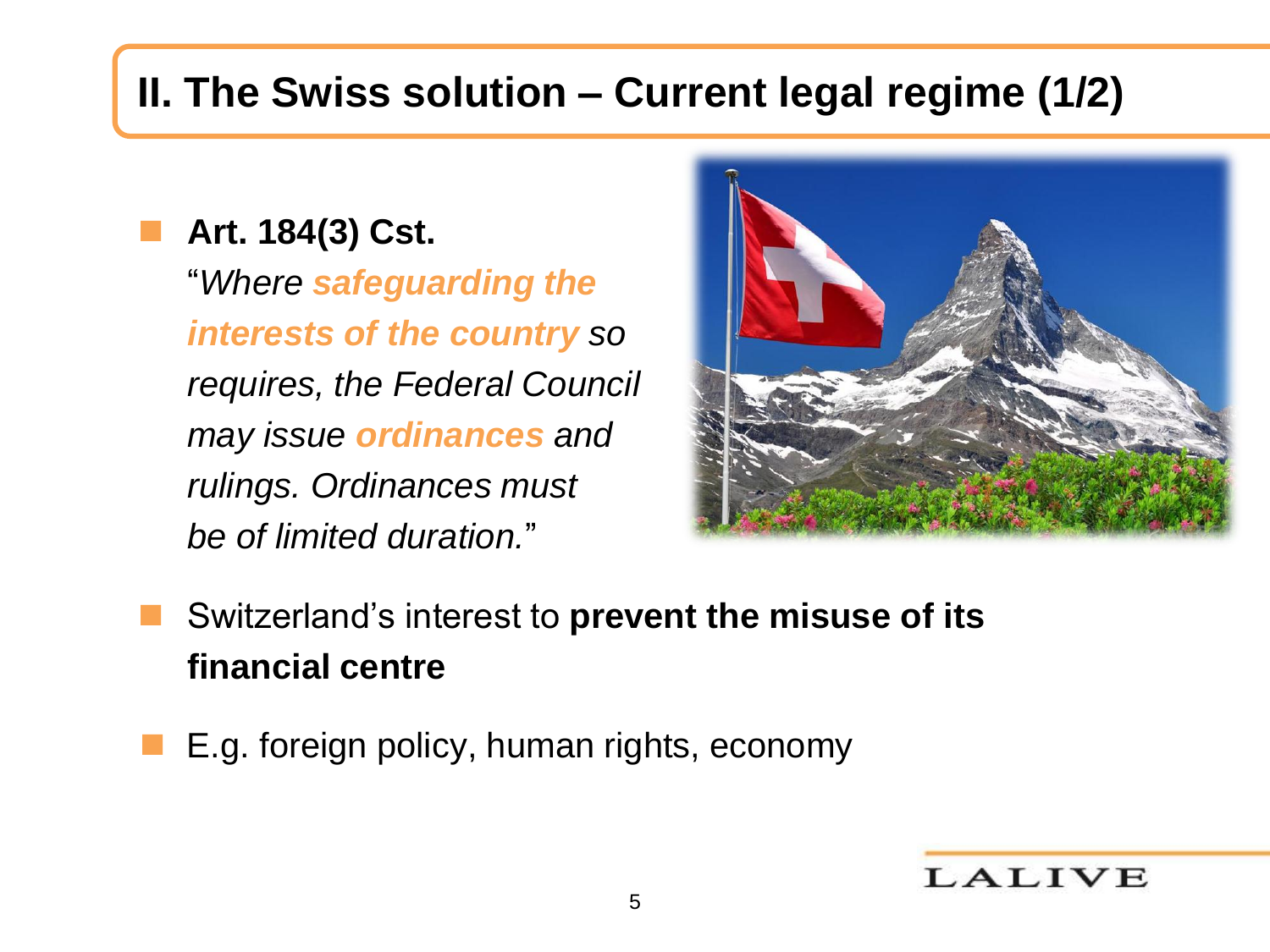## II. The Swiss solution – Current legal regime (1/2)

- **Art. 184(3) Cst.**
  "*Where **safeguarding the interests of the country** so requires, the Federal Council may issue **ordinances** and rulings. Ordinances must be of limited duration.*"

- Switzerland's interest to **prevent the misuse of its financial centre**

- E.g. foreign policy, human rights, economy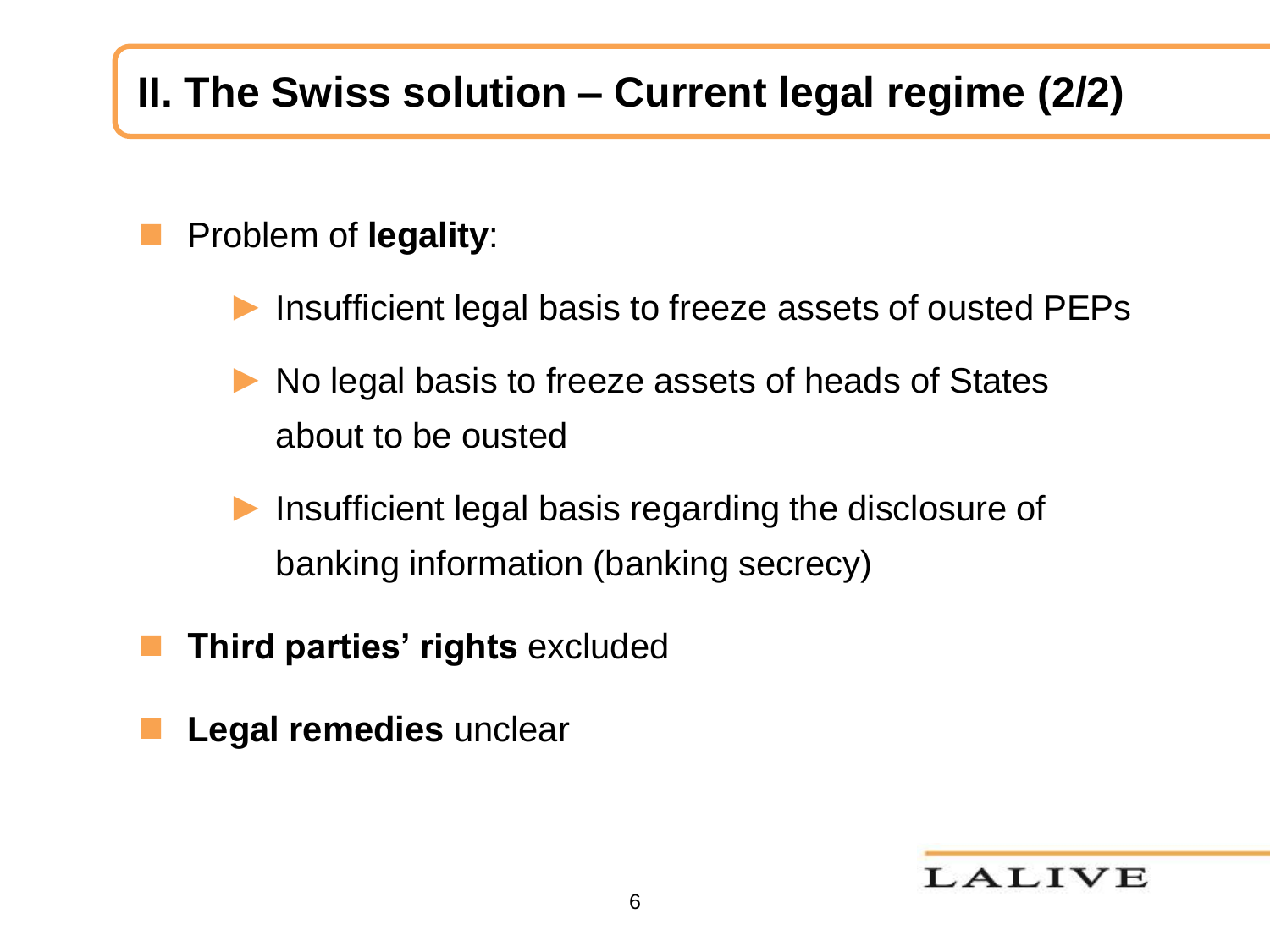## II. The Swiss solution – Current legal regime (2/2)

- Problem of **legality**:
  - Insufficient legal basis to freeze assets of ousted PEPs
  - No legal basis to freeze assets of heads of States about to be ousted
  - Insufficient legal basis regarding the disclosure of banking information (banking secrecy)
- **Third parties' rights** excluded
- **Legal remedies** unclear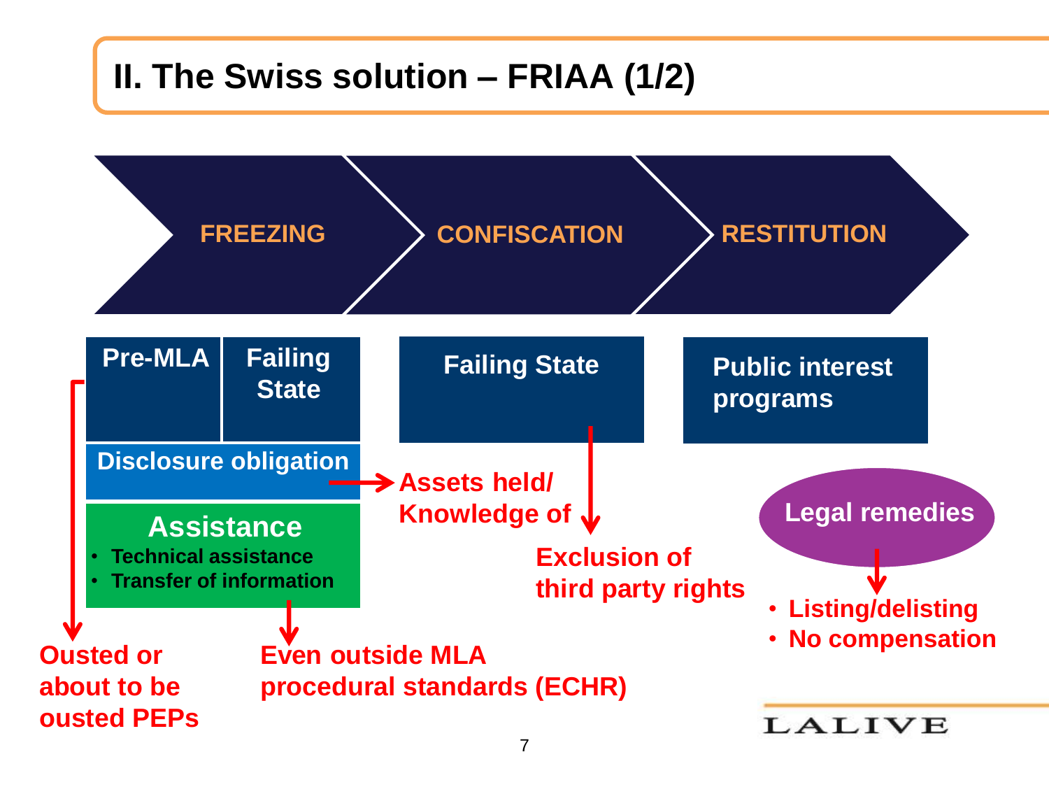# II. The Swiss solution – FRIAA (1/2)

**FREEZING** → **CONFISCATION** → **RESTITUTION**

## FREEZING

- **Pre-MLA** | **Failing State**
  - → Ousted or about to be ousted PEPs
- **Disclosure obligation**
  - → Assets held/ Knowledge of
- **Assistance**
  - Technical assistance
  - Transfer of information
  - → Even outside MLA procedural standards (ECHR)

## CONFISCATION

- **Failing State**
  - → Exclusion of third party rights

## RESTITUTION

- **Public interest programs**
- **Legal remedies**
  - Listing/delisting
  - No compensation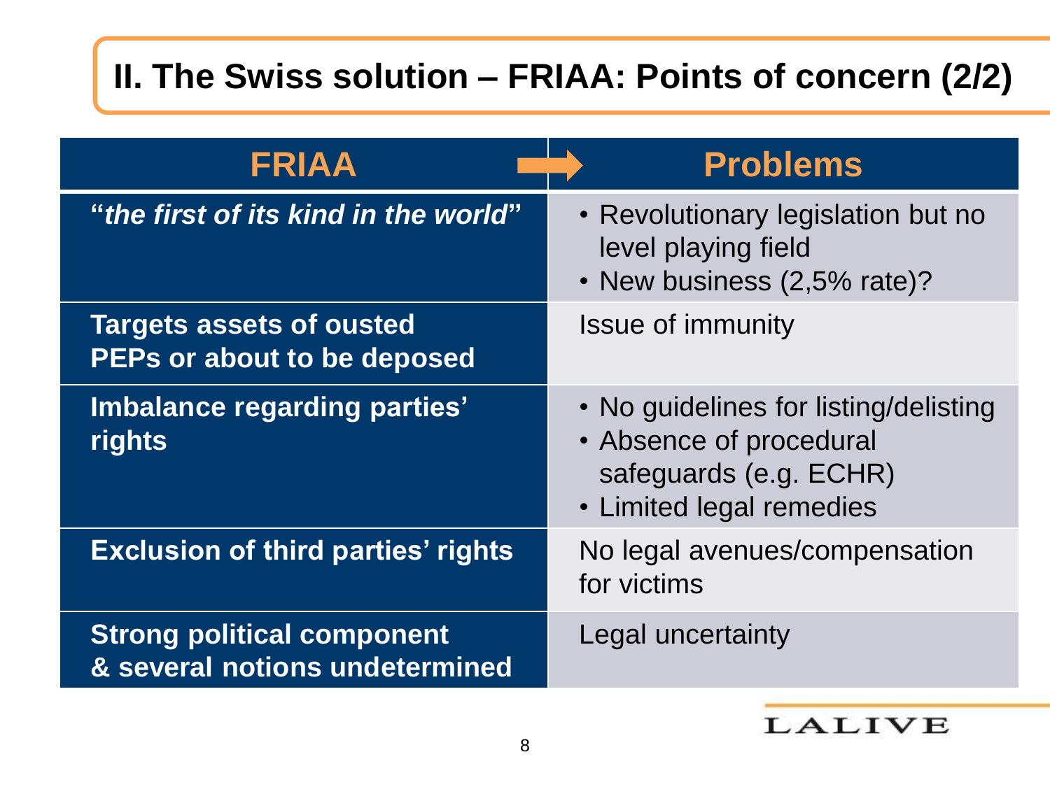# II. The Swiss solution – FRIAA: Points of concern (2/2)

| FRIAA | Problems |
|---|---|
| **"*the first of its kind in the world*"** | • Revolutionary legislation but no level playing field<br>• New business (2,5% rate)? |
| **Targets assets of ousted PEPs or about to be deposed** | Issue of immunity |
| **Imbalance regarding parties' rights** | • No guidelines for listing/delisting<br>• Absence of procedural safeguards (e.g. ECHR)<br>• Limited legal remedies |
| **Exclusion of third parties' rights** | No legal avenues/compensation for victims |
| **Strong political component & several notions undetermined** | Legal uncertainty |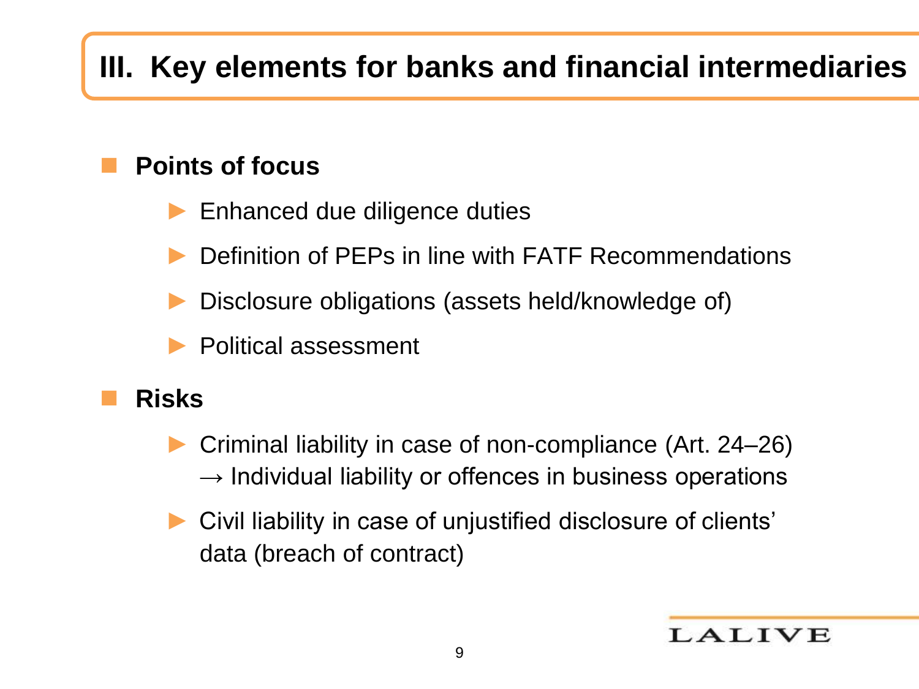# III. Key elements for banks and financial intermediaries

- **Points of focus**
  - Enhanced due diligence duties
  - Definition of PEPs in line with FATF Recommendations
  - Disclosure obligations (assets held/knowledge of)
  - Political assessment

- **Risks**
  - Criminal liability in case of non-compliance (Art. 24–26)
    → Individual liability or offences in business operations
  - Civil liability in case of unjustified disclosure of clients' data (breach of contract)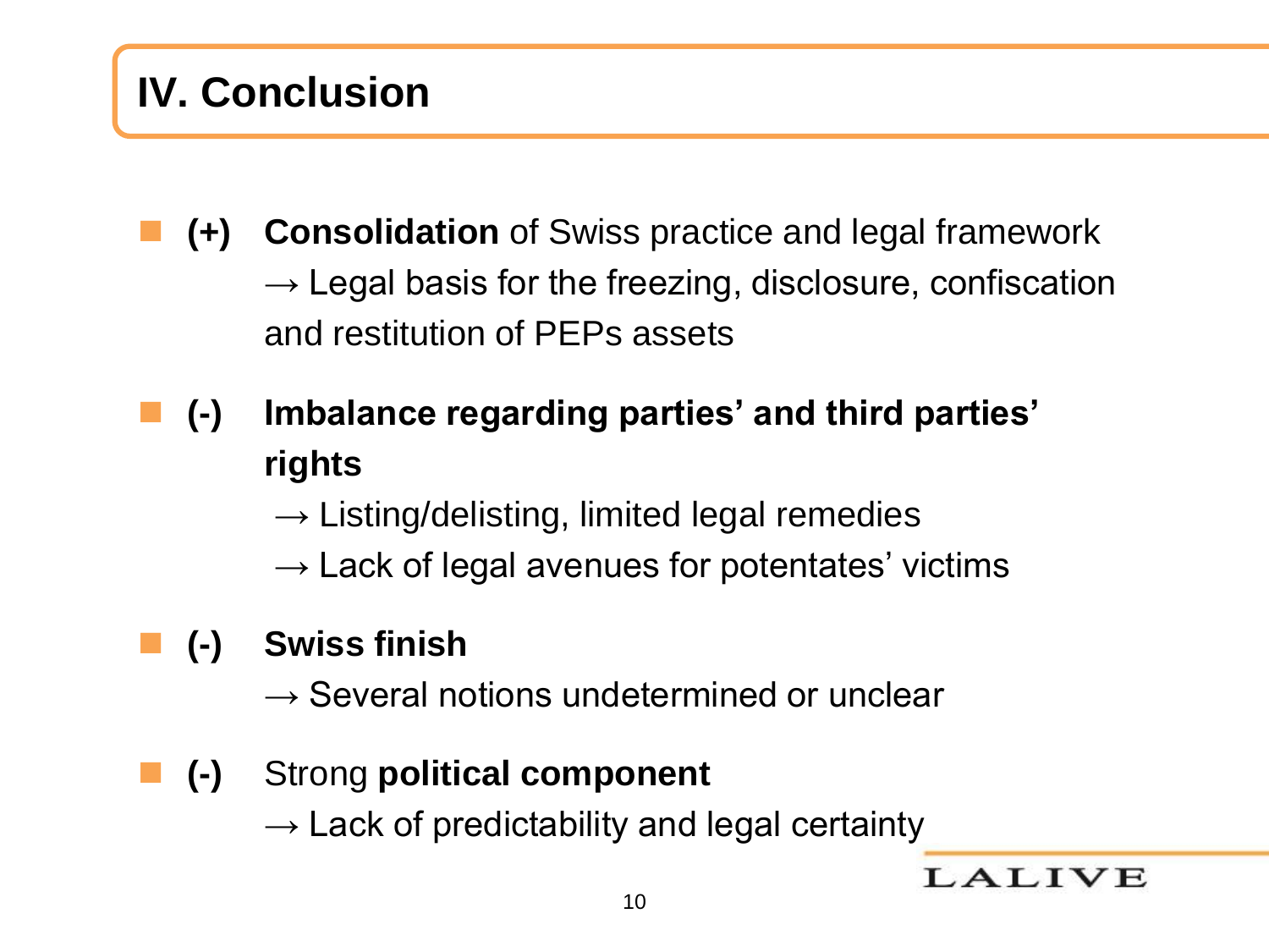# IV. Conclusion

- **(+)** **Consolidation** of Swiss practice and legal framework
  → Legal basis for the freezing, disclosure, confiscation and restitution of PEPs assets

- **(-)** **Imbalance regarding parties' and third parties' rights**
  → Listing/delisting, limited legal remedies
  → Lack of legal avenues for potentates' victims

- **(-)** **Swiss finish**
  → Several notions undetermined or unclear

- **(-)** Strong **political component**
  → Lack of predictability and legal certainty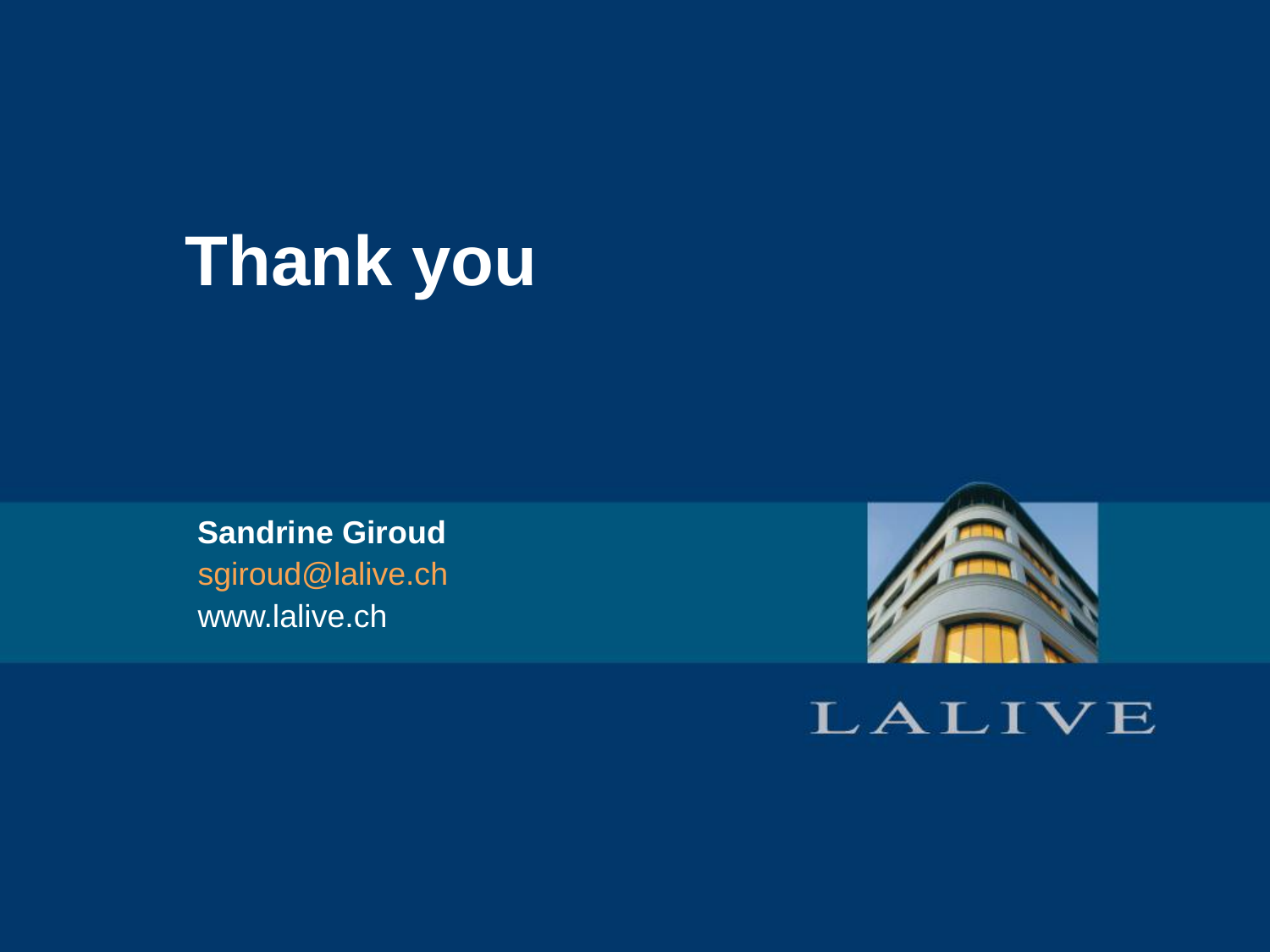# Thank you

**Sandrine Giroud**
sgiroud@lalive.ch
www.lalive.ch

LALIVE